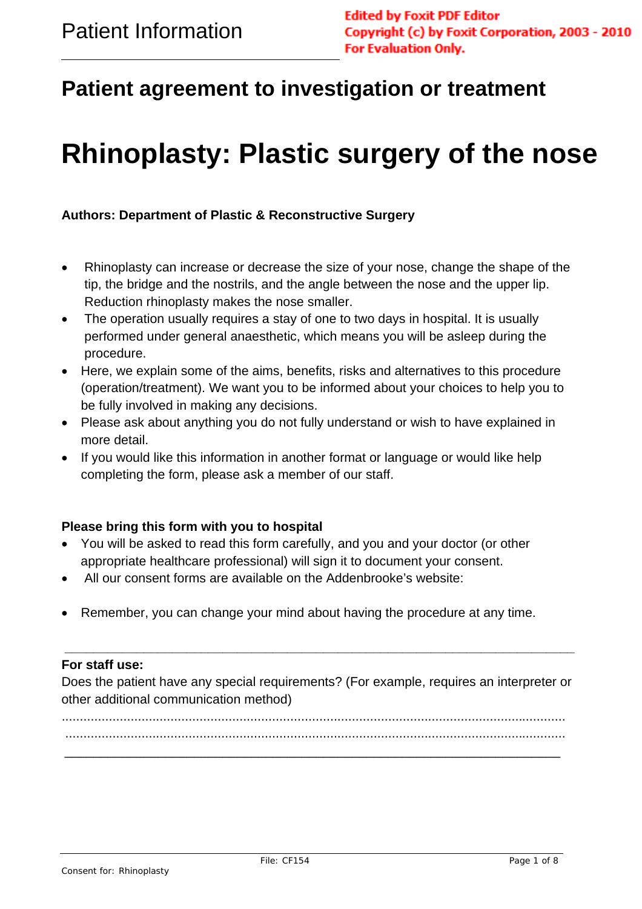Patient Information

Edited by Foxit PDF Editor
Copyright (c) by Foxit Corporation, 2003 - 2010
For Evaluation Only.

## Patient agreement to investigation or treatment

# Rhinoplasty: Plastic surgery of the nose

**Authors: Department of Plastic & Reconstructive Surgery**

- Rhinoplasty can increase or decrease the size of your nose, change the shape of the tip, the bridge and the nostrils, and the angle between the nose and the upper lip. Reduction rhinoplasty makes the nose smaller.
- The operation usually requires a stay of one to two days in hospital. It is usually performed under general anaesthetic, which means you will be asleep during the procedure.
- Here, we explain some of the aims, benefits, risks and alternatives to this procedure (operation/treatment). We want you to be informed about your choices to help you to be fully involved in making any decisions.
- Please ask about anything you do not fully understand or wish to have explained in more detail.
- If you would like this information in another format or language or would like help completing the form, please ask a member of our staff.

**Please bring this form with you to hospital**

- You will be asked to read this form carefully, and you and your doctor (or other appropriate healthcare professional) will sign it to document your consent.
- All our consent forms are available on the Addenbrooke's website:
- Remember, you can change your mind about having the procedure at any time.

---

**For staff use:**

Does the patient have any special requirements? (For example, requires an interpreter or other additional communication method)

..............................................................................................................................................

..............................................................................................................................................

File: CF154

Consent for: Rhinoplasty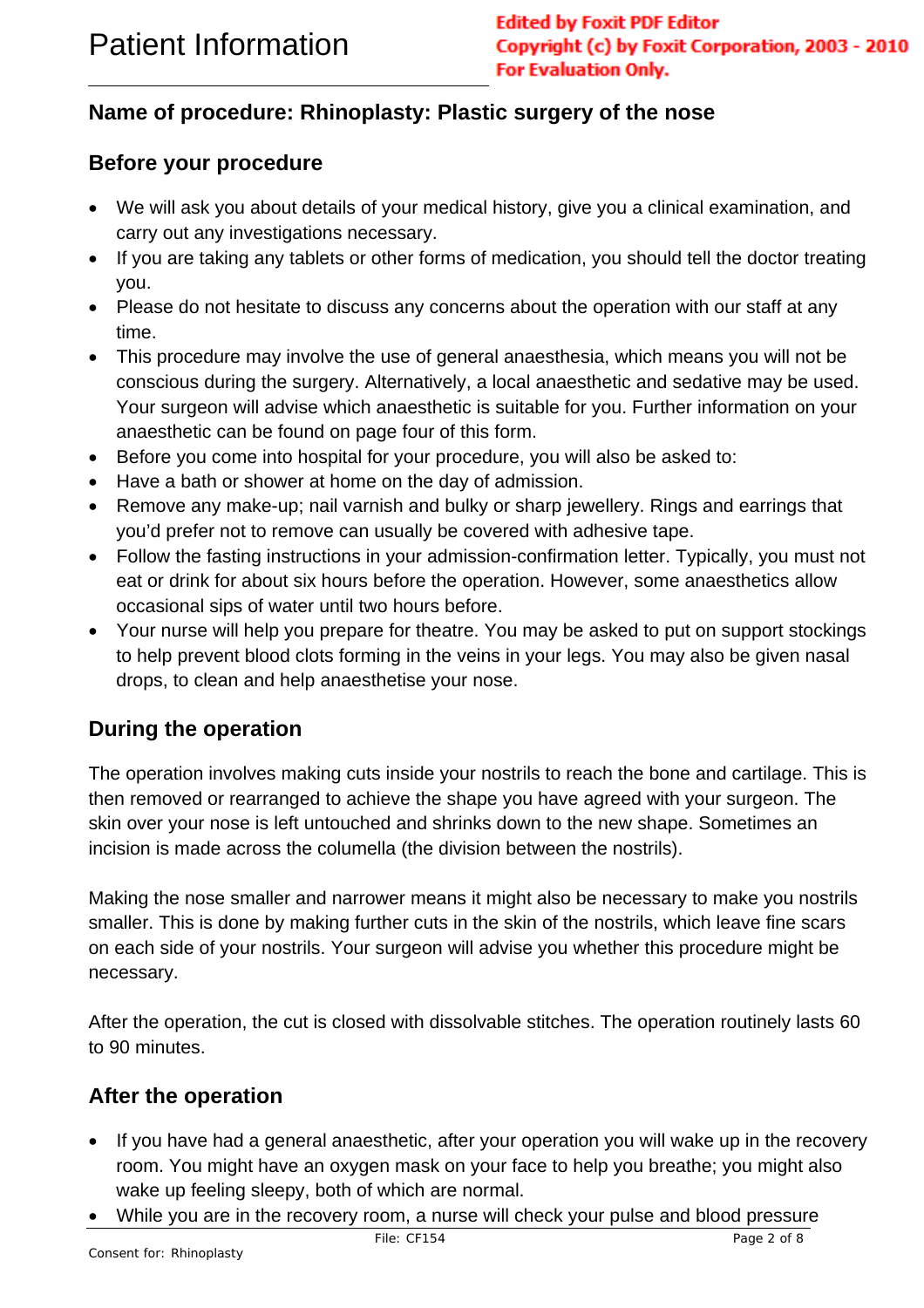# Patient Information

## Name of procedure: Rhinoplasty: Plastic surgery of the nose

### Before your procedure

- We will ask you about details of your medical history, give you a clinical examination, and carry out any investigations necessary.
- If you are taking any tablets or other forms of medication, you should tell the doctor treating you.
- Please do not hesitate to discuss any concerns about the operation with our staff at any time.
- This procedure may involve the use of general anaesthesia, which means you will not be conscious during the surgery. Alternatively, a local anaesthetic and sedative may be used. Your surgeon will advise which anaesthetic is suitable for you. Further information on your anaesthetic can be found on page four of this form.
- Before you come into hospital for your procedure, you will also be asked to:
- Have a bath or shower at home on the day of admission.
- Remove any make-up; nail varnish and bulky or sharp jewellery. Rings and earrings that you'd prefer not to remove can usually be covered with adhesive tape.
- Follow the fasting instructions in your admission-confirmation letter. Typically, you must not eat or drink for about six hours before the operation. However, some anaesthetics allow occasional sips of water until two hours before.
- Your nurse will help you prepare for theatre. You may be asked to put on support stockings to help prevent blood clots forming in the veins in your legs. You may also be given nasal drops, to clean and help anaesthetise your nose.

### During the operation

The operation involves making cuts inside your nostrils to reach the bone and cartilage. This is then removed or rearranged to achieve the shape you have agreed with your surgeon. The skin over your nose is left untouched and shrinks down to the new shape. Sometimes an incision is made across the columella (the division between the nostrils).

Making the nose smaller and narrower means it might also be necessary to make you nostrils smaller. This is done by making further cuts in the skin of the nostrils, which leave fine scars on each side of your nostrils. Your surgeon will advise you whether this procedure might be necessary.

After the operation, the cut is closed with dissolvable stitches. The operation routinely lasts 60 to 90 minutes.

### After the operation

- If you have had a general anaesthetic, after your operation you will wake up in the recovery room. You might have an oxygen mask on your face to help you breathe; you might also wake up feeling sleepy, both of which are normal.
- While you are in the recovery room, a nurse will check your pulse and blood pressure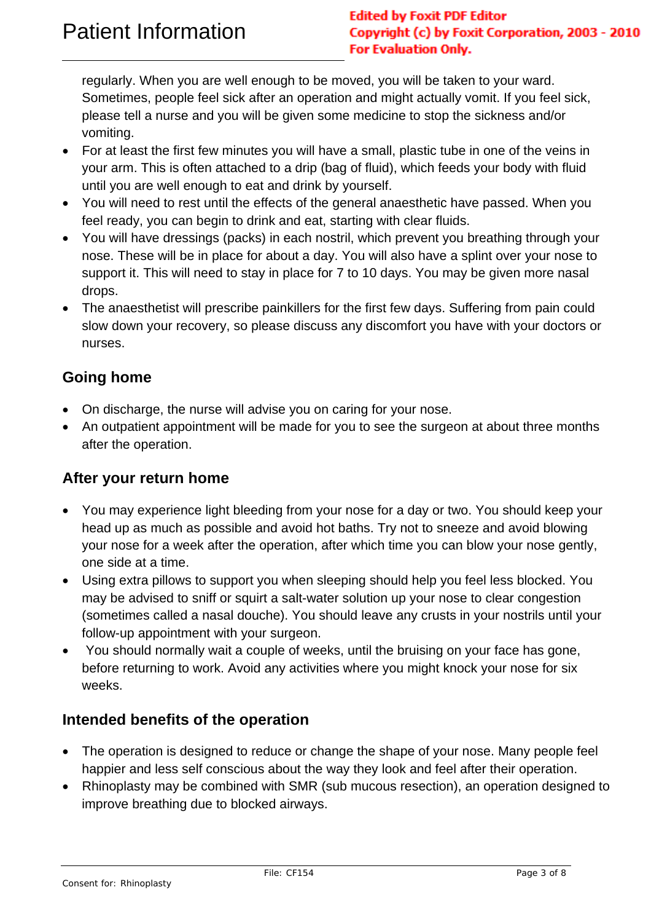regularly. When you are well enough to be moved, you will be taken to your ward. Sometimes, people feel sick after an operation and might actually vomit. If you feel sick, please tell a nurse and you will be given some medicine to stop the sickness and/or vomiting.

- For at least the first few minutes you will have a small, plastic tube in one of the veins in your arm. This is often attached to a drip (bag of fluid), which feeds your body with fluid until you are well enough to eat and drink by yourself.
- You will need to rest until the effects of the general anaesthetic have passed. When you feel ready, you can begin to drink and eat, starting with clear fluids.
- You will have dressings (packs) in each nostril, which prevent you breathing through your nose. These will be in place for about a day. You will also have a splint over your nose to support it. This will need to stay in place for 7 to 10 days. You may be given more nasal drops.
- The anaesthetist will prescribe painkillers for the first few days. Suffering from pain could slow down your recovery, so please discuss any discomfort you have with your doctors or nurses.

## Going home

- On discharge, the nurse will advise you on caring for your nose.
- An outpatient appointment will be made for you to see the surgeon at about three months after the operation.

## After your return home

- You may experience light bleeding from your nose for a day or two. You should keep your head up as much as possible and avoid hot baths. Try not to sneeze and avoid blowing your nose for a week after the operation, after which time you can blow your nose gently, one side at a time.
- Using extra pillows to support you when sleeping should help you feel less blocked. You may be advised to sniff or squirt a salt-water solution up your nose to clear congestion (sometimes called a nasal douche). You should leave any crusts in your nostrils until your follow-up appointment with your surgeon.
- You should normally wait a couple of weeks, until the bruising on your face has gone, before returning to work. Avoid any activities where you might knock your nose for six weeks.

## Intended benefits of the operation

- The operation is designed to reduce or change the shape of your nose. Many people feel happier and less self conscious about the way they look and feel after their operation.
- Rhinoplasty may be combined with SMR (sub mucous resection), an operation designed to improve breathing due to blocked airways.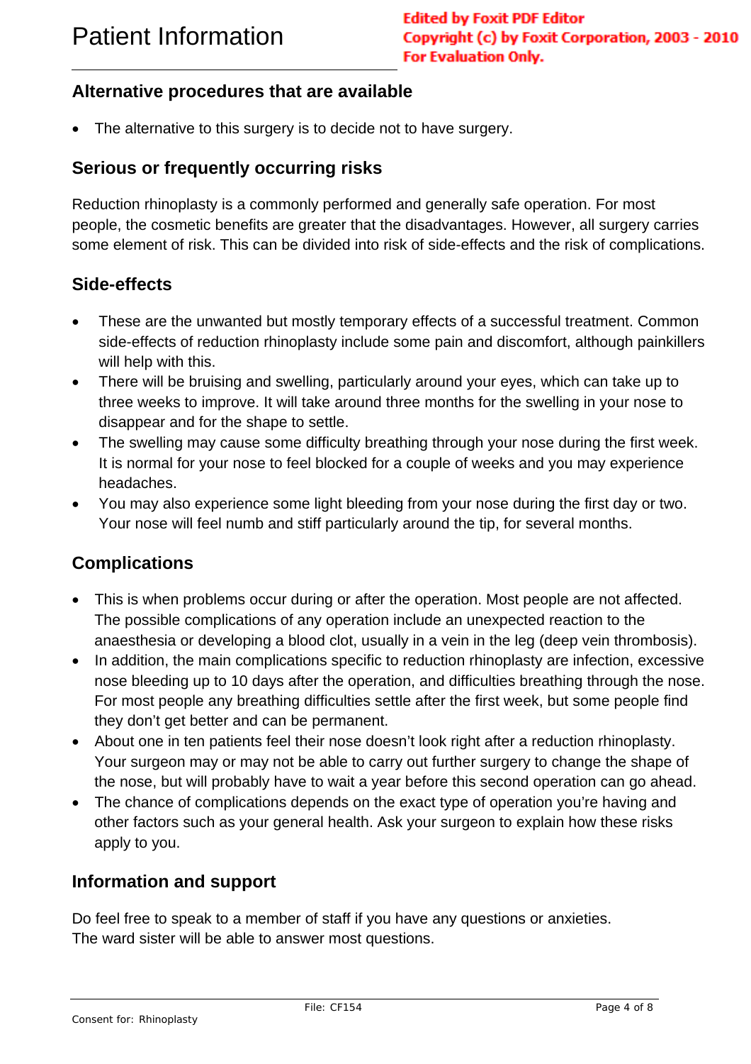## Alternative procedures that are available

- The alternative to this surgery is to decide not to have surgery.

## Serious or frequently occurring risks

Reduction rhinoplasty is a commonly performed and generally safe operation. For most people, the cosmetic benefits are greater that the disadvantages. However, all surgery carries some element of risk. This can be divided into risk of side-effects and the risk of complications.

## Side-effects

- These are the unwanted but mostly temporary effects of a successful treatment. Common side-effects of reduction rhinoplasty include some pain and discomfort, although painkillers will help with this.
- There will be bruising and swelling, particularly around your eyes, which can take up to three weeks to improve. It will take around three months for the swelling in your nose to disappear and for the shape to settle.
- The swelling may cause some difficulty breathing through your nose during the first week. It is normal for your nose to feel blocked for a couple of weeks and you may experience headaches.
- You may also experience some light bleeding from your nose during the first day or two. Your nose will feel numb and stiff particularly around the tip, for several months.

## Complications

- This is when problems occur during or after the operation. Most people are not affected. The possible complications of any operation include an unexpected reaction to the anaesthesia or developing a blood clot, usually in a vein in the leg (deep vein thrombosis).
- In addition, the main complications specific to reduction rhinoplasty are infection, excessive nose bleeding up to 10 days after the operation, and difficulties breathing through the nose. For most people any breathing difficulties settle after the first week, but some people find they don't get better and can be permanent.
- About one in ten patients feel their nose doesn't look right after a reduction rhinoplasty. Your surgeon may or may not be able to carry out further surgery to change the shape of the nose, but will probably have to wait a year before this second operation can go ahead.
- The chance of complications depends on the exact type of operation you're having and other factors such as your general health. Ask your surgeon to explain how these risks apply to you.

## Information and support

Do feel free to speak to a member of staff if you have any questions or anxieties.
The ward sister will be able to answer most questions.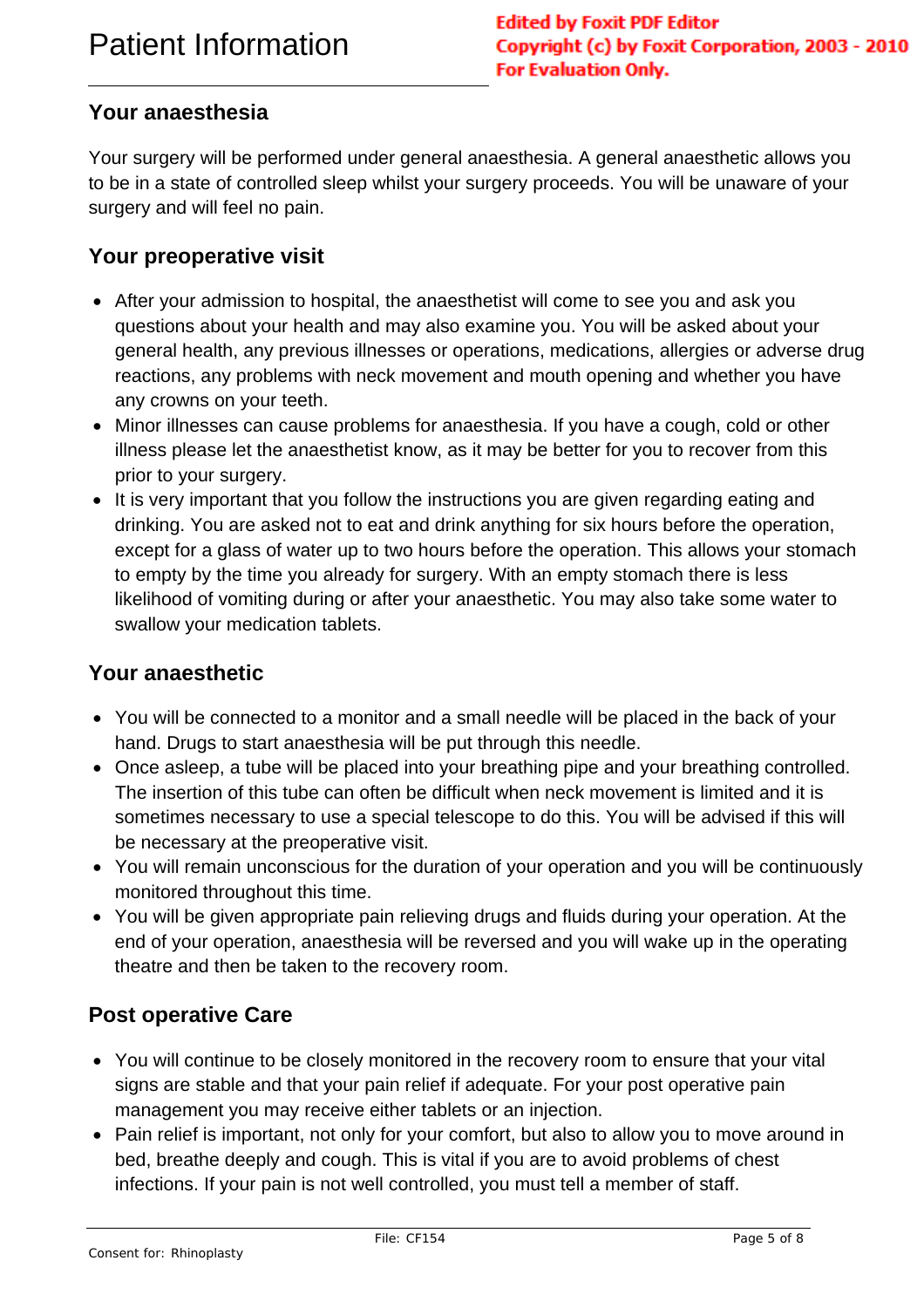# Patient Information

## Your anaesthesia

Your surgery will be performed under general anaesthesia. A general anaesthetic allows you to be in a state of controlled sleep whilst your surgery proceeds. You will be unaware of your surgery and will feel no pain.

## Your preoperative visit

- After your admission to hospital, the anaesthetist will come to see you and ask you questions about your health and may also examine you. You will be asked about your general health, any previous illnesses or operations, medications, allergies or adverse drug reactions, any problems with neck movement and mouth opening and whether you have any crowns on your teeth.
- Minor illnesses can cause problems for anaesthesia. If you have a cough, cold or other illness please let the anaesthetist know, as it may be better for you to recover from this prior to your surgery.
- It is very important that you follow the instructions you are given regarding eating and drinking. You are asked not to eat and drink anything for six hours before the operation, except for a glass of water up to two hours before the operation. This allows your stomach to empty by the time you already for surgery. With an empty stomach there is less likelihood of vomiting during or after your anaesthetic. You may also take some water to swallow your medication tablets.

## Your anaesthetic

- You will be connected to a monitor and a small needle will be placed in the back of your hand. Drugs to start anaesthesia will be put through this needle.
- Once asleep, a tube will be placed into your breathing pipe and your breathing controlled. The insertion of this tube can often be difficult when neck movement is limited and it is sometimes necessary to use a special telescope to do this. You will be advised if this will be necessary at the preoperative visit.
- You will remain unconscious for the duration of your operation and you will be continuously monitored throughout this time.
- You will be given appropriate pain relieving drugs and fluids during your operation. At the end of your operation, anaesthesia will be reversed and you will wake up in the operating theatre and then be taken to the recovery room.

## Post operative Care

- You will continue to be closely monitored in the recovery room to ensure that your vital signs are stable and that your pain relief if adequate. For your post operative pain management you may receive either tablets or an injection.
- Pain relief is important, not only for your comfort, but also to allow you to move around in bed, breathe deeply and cough. This is vital if you are to avoid problems of chest infections. If your pain is not well controlled, you must tell a member of staff.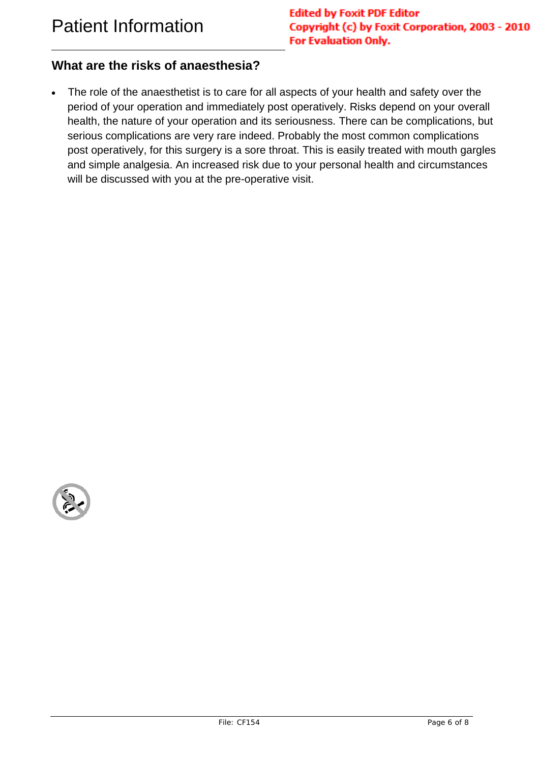## What are the risks of anaesthesia?

- The role of the anaesthetist is to care for all aspects of your health and safety over the period of your operation and immediately post operatively. Risks depend on your overall health, the nature of your operation and its seriousness. There can be complications, but serious complications are very rare indeed. Probably the most common complications post operatively, for this surgery is a sore throat. This is easily treated with mouth gargles and simple analgesia. An increased risk due to your personal health and circumstances will be discussed with you at the pre-operative visit.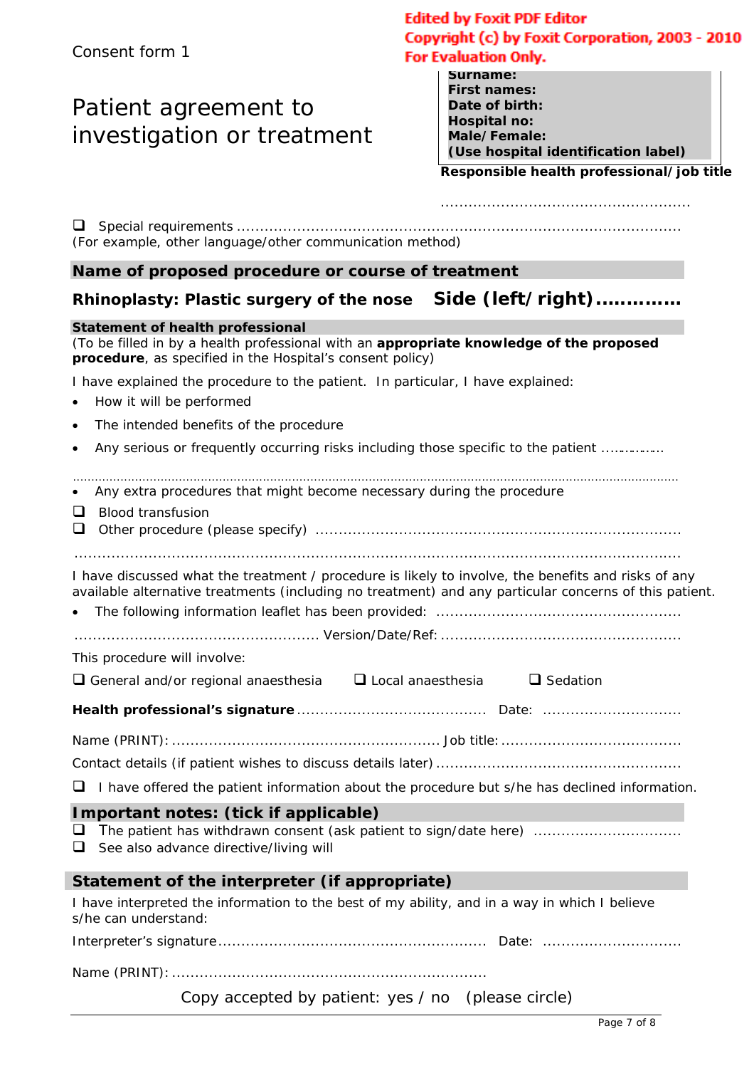Consent form 1

Edited by Foxit PDF Editor
Copyright (c) by Foxit Corporation, 2003 - 2010
For Evaluation Only.

# Patient agreement to investigation or treatment

**Surname:**
**First names:**
**Date of birth:**
**Hospital no:**
**Male/Female:**
**(Use hospital identification label)**

**Responsible health professional/job title**

.....................................................

❑ Special requirements ......................................................................................................
(For example, other language/other communication method)

## Name of proposed procedure or course of treatment

**Rhinoplasty: Plastic surgery of the nose** **Side (left/right).............**

### Statement of health professional

(To be filled in by a health professional with an **appropriate knowledge of the proposed procedure**, as specified in the Hospital's consent policy)

I have explained the procedure to the patient. In particular, I have explained:

- How it will be performed
- The intended benefits of the procedure
- Any serious or frequently occurring risks including those specific to the patient ..............

.................................................................................................................................................................

- Any extra procedures that might become necessary during the procedure

❑ Blood transfusion
❑ Other procedure (please specify) ..............................................................................

.....................................................................................................................................

I have discussed what the treatment / procedure is likely to involve, the benefits and risks of any available alternative treatments (including no treatment) and any particular concerns of this patient.

- The following information leaflet has been provided: ....................................................

.................................................... Version/Date/Ref: ..................................................

This procedure will involve:

❑ General and/or regional anaesthesia ❑ Local anaesthesia ❑ Sedation

**Health professional's signature** ........................................ Date: .............................

Name (PRINT): ......................................................... Job title: .......................................

Contact details (if patient wishes to discuss details later) ....................................................

❑ I have offered the patient information about the procedure but s/he has declined information.

## Important notes: (tick if applicable)

❑ The patient has withdrawn consent (ask patient to sign/date here) ................................
❑ See also advance directive/living will

## Statement of the interpreter (if appropriate)

I have interpreted the information to the best of my ability, and in a way in which I believe s/he can understand:

Interpreter's signature........................................................ Date: .............................

Name (PRINT): ..................................................................

Copy accepted by patient: yes / no (please circle)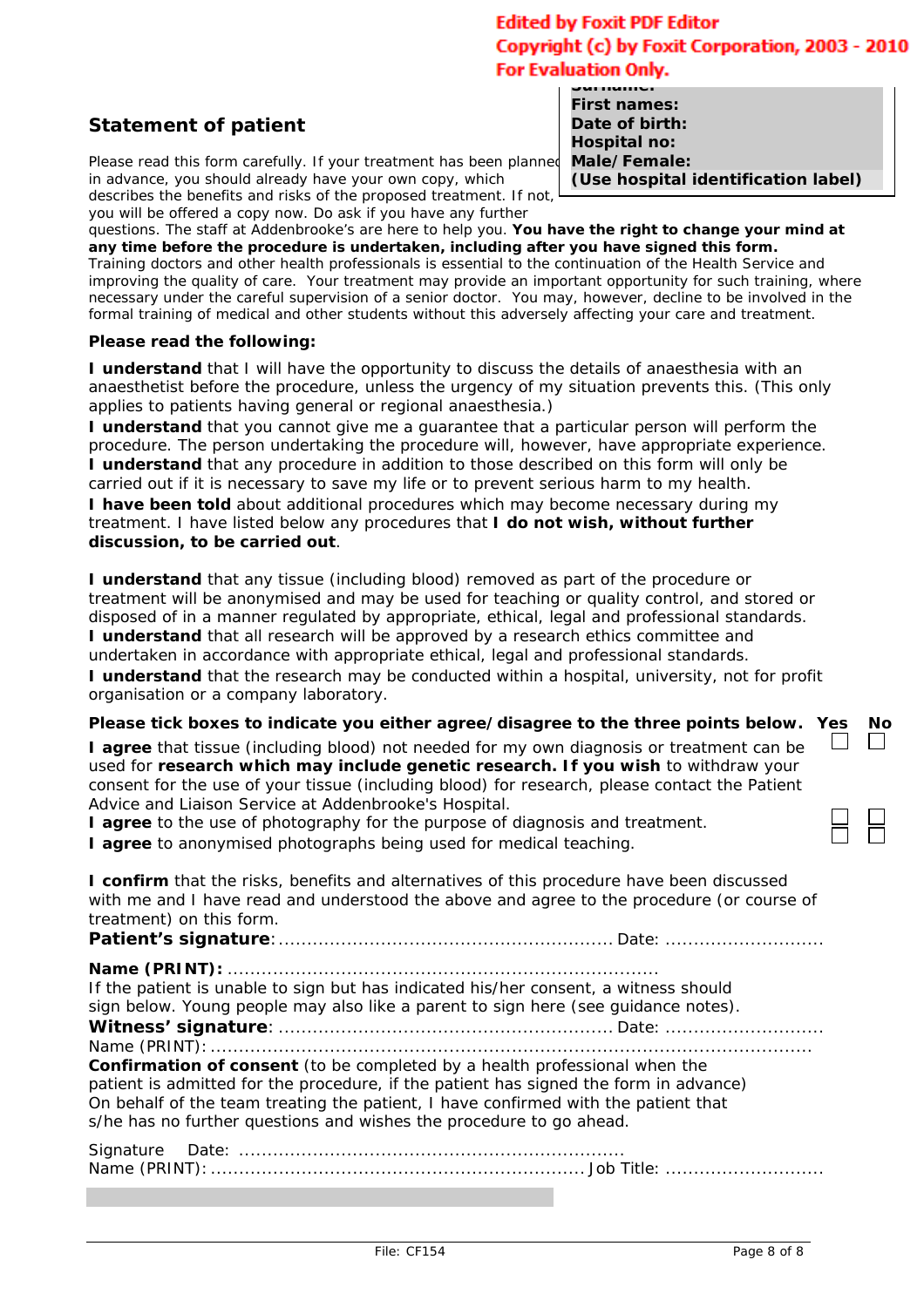Edited by Foxit PDF Editor
Copyright (c) by Foxit Corporation, 2003 - 2010
For Evaluation Only.

## Statement of patient

**Surname:**
**First names:**
**Date of birth:**
**Hospital no:**
**Male/Female:**
**(Use hospital identification label)**

Please read this form carefully. If your treatment has been planned in advance, you should already have your own copy, which describes the benefits and risks of the proposed treatment. If not, you will be offered a copy now. Do ask if you have any further questions. The staff at Addenbrooke's are here to help you. **You have the right to change your mind at any time before the procedure is undertaken, including after you have signed this form.** Training doctors and other health professionals is essential to the continuation of the Health Service and improving the quality of care. Your treatment may provide an important opportunity for such training, where necessary under the careful supervision of a senior doctor. You may, however, decline to be involved in the formal training of medical and other students without this adversely affecting your care and treatment.

**Please read the following:**

**I understand** that I will have the opportunity to discuss the details of anaesthesia with an anaesthetist before the procedure, unless the urgency of my situation prevents this. (This only applies to patients having general or regional anaesthesia.)

**I understand** that you cannot give me a guarantee that a particular person will perform the procedure. The person undertaking the procedure will, however, have appropriate experience.

**I understand** that any procedure in addition to those described on this form will only be carried out if it is necessary to save my life or to prevent serious harm to my health.

**I have been told** about additional procedures which may become necessary during my treatment. I have listed below any procedures that **I do not wish, without further discussion, to be carried out**.

**I understand** that any tissue (including blood) removed as part of the procedure or treatment will be anonymised and may be used for teaching or quality control, and stored or disposed of in a manner regulated by appropriate, ethical, legal and professional standards.

**I understand** that all research will be approved by a research ethics committee and undertaken in accordance with appropriate ethical, legal and professional standards.

**I understand** that the research may be conducted within a hospital, university, not for profit organisation or a company laboratory.

| **Please tick boxes to indicate you either agree/disagree to the three points below.** | **Yes** | **No** |
|---|---|---|
| **I agree** that tissue (including blood) not needed for my own diagnosis or treatment can be used for **research which may include genetic research. If you wish** to withdraw your consent for the use of your tissue (including blood) for research, please contact the Patient Advice and Liaison Service at Addenbrooke's Hospital. | ☐ | ☐ |
| **I agree** to the use of photography for the purpose of diagnosis and treatment. | ☐ | ☐ |
| **I agree** to anonymised photographs being used for medical teaching. | ☐ | ☐ |

**I confirm** that the risks, benefits and alternatives of this procedure have been discussed with me and I have read and understood the above and agree to the procedure (or course of treatment) on this form.

**Patient's signature**:......................................................... Date: ...........................

**Name (PRINT):** .........................................................................

If the patient is unable to sign but has indicated his/her consent, a witness should sign below. Young people may also like a parent to sign here (see guidance notes).

**Witness' signature**: ......................................................... Date: ...........................

Name (PRINT): .........................................................................................................

**Confirmation of consent** (to be completed by a health professional when the patient is admitted for the procedure, if the patient has signed the form in advance)
On behalf of the team treating the patient, I have confirmed with the patient that s/he has no further questions and wishes the procedure to go ahead.

Signature Date: ..................................................................

Name (PRINT): ................................................................ Job Title: ...........................

File: CF154